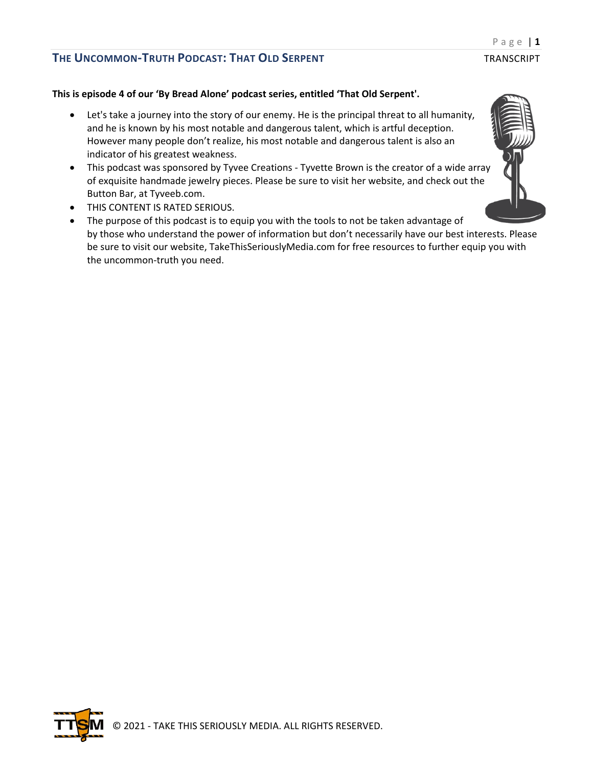**This is episode 4 of our 'By Bread Alone' podcast series, entitled 'That Old Serpent'.**

- Let's take a journey into the story of our enemy. He is the principal threat to all humanity, and he is known by his most notable and dangerous talent, which is artful deception. However many people don't realize, his most notable and dangerous talent is also an indicator of his greatest weakness.
- This podcast was sponsored by Tyvee Creations - Tyvette Brown is the creator of a wide array of exquisite handmade jewelry pieces. Please be sure to visit her website, and check out the Button Bar, at Tyveeb.com.
- THIS CONTENT IS RATED SERIOUS.
- The purpose of this podcast is to equip you with the tools to not be taken advantage of by those who understand the power of information but don't necessarily have our best interests. Please be sure to visit our website, TakeThisSeriouslyMedia.com for free resources to further equip you with the uncommon-truth you need.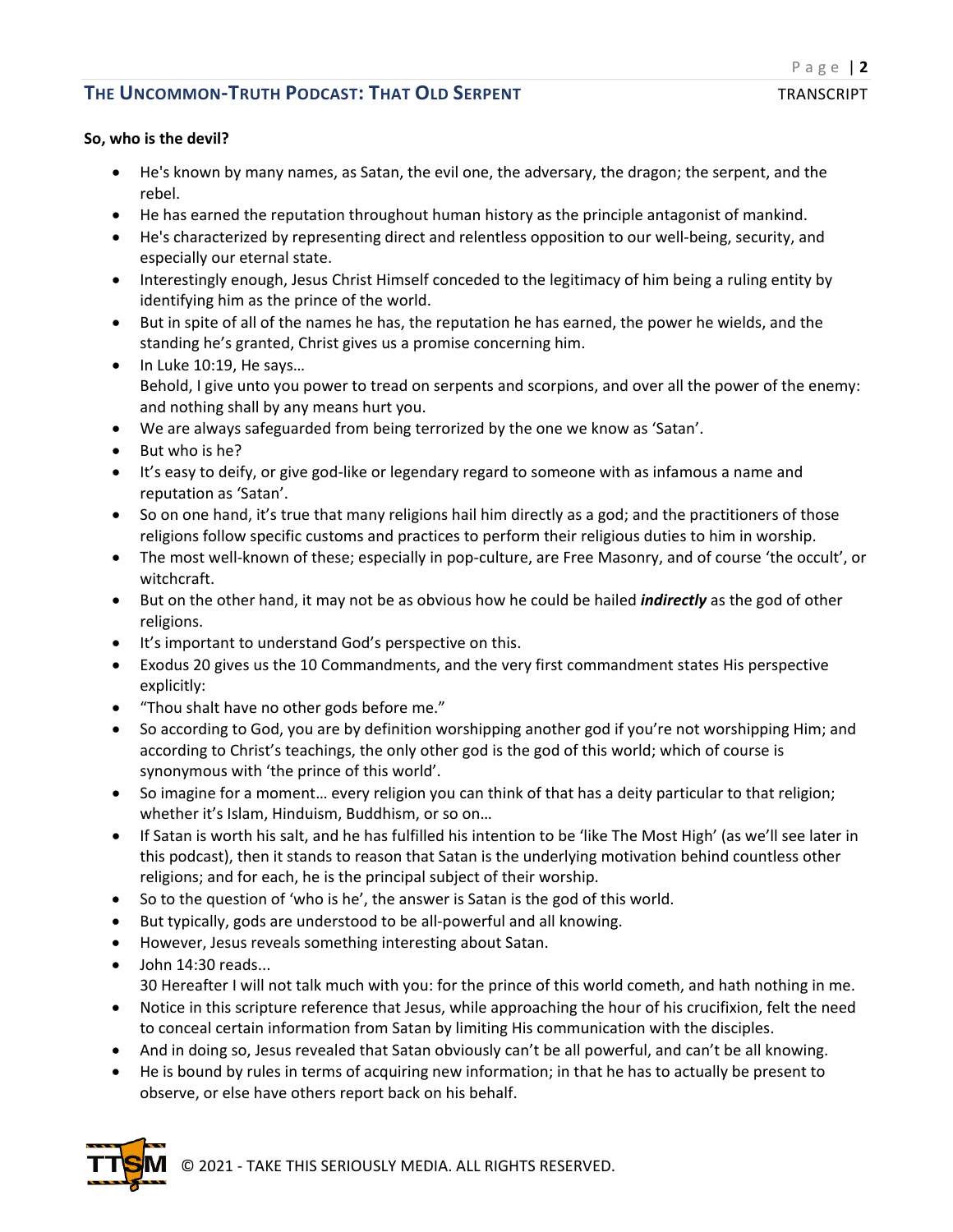**So, who is the devil?**

- He's known by many names, as Satan, the evil one, the adversary, the dragon; the serpent, and the rebel.
- He has earned the reputation throughout human history as the principle antagonist of mankind.
- He's characterized by representing direct and relentless opposition to our well-being, security, and especially our eternal state.
- Interestingly enough, Jesus Christ Himself conceded to the legitimacy of him being a ruling entity by identifying him as the prince of the world.
- But in spite of all of the names he has, the reputation he has earned, the power he wields, and the standing he's granted, Christ gives us a promise concerning him.
- In Luke 10:19, He says…
  Behold, I give unto you power to tread on serpents and scorpions, and over all the power of the enemy: and nothing shall by any means hurt you.
- We are always safeguarded from being terrorized by the one we know as 'Satan'.
- But who is he?
- It's easy to deify, or give god-like or legendary regard to someone with as infamous a name and reputation as 'Satan'.
- So on one hand, it's true that many religions hail him directly as a god; and the practitioners of those religions follow specific customs and practices to perform their religious duties to him in worship.
- The most well-known of these; especially in pop-culture, are Free Masonry, and of course 'the occult', or witchcraft.
- But on the other hand, it may not be as obvious how he could be hailed ***indirectly*** as the god of other religions.
- It's important to understand God's perspective on this.
- Exodus 20 gives us the 10 Commandments, and the very first commandment states His perspective explicitly:
- "Thou shalt have no other gods before me."
- So according to God, you are by definition worshipping another god if you're not worshipping Him; and according to Christ's teachings, the only other god is the god of this world; which of course is synonymous with 'the prince of this world'.
- So imagine for a moment… every religion you can think of that has a deity particular to that religion; whether it's Islam, Hinduism, Buddhism, or so on…
- If Satan is worth his salt, and he has fulfilled his intention to be 'like The Most High' (as we'll see later in this podcast), then it stands to reason that Satan is the underlying motivation behind countless other religions; and for each, he is the principal subject of their worship.
- So to the question of 'who is he', the answer is Satan is the god of this world.
- But typically, gods are understood to be all-powerful and all knowing.
- However, Jesus reveals something interesting about Satan.
- John 14:30 reads...
  30 Hereafter I will not talk much with you: for the prince of this world cometh, and hath nothing in me.
- Notice in this scripture reference that Jesus, while approaching the hour of his crucifixion, felt the need to conceal certain information from Satan by limiting His communication with the disciples.
- And in doing so, Jesus revealed that Satan obviously can't be all powerful, and can't be all knowing.
- He is bound by rules in terms of acquiring new information; in that he has to actually be present to observe, or else have others report back on his behalf.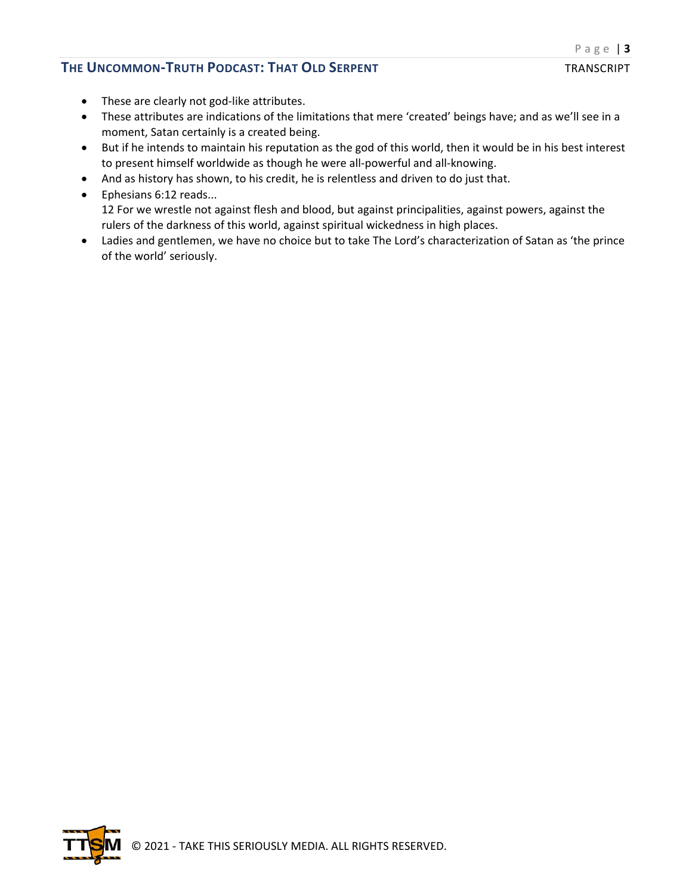- These are clearly not god-like attributes.
- These attributes are indications of the limitations that mere 'created' beings have; and as we'll see in a moment, Satan certainly is a created being.
- But if he intends to maintain his reputation as the god of this world, then it would be in his best interest to present himself worldwide as though he were all-powerful and all-knowing.
- And as history has shown, to his credit, he is relentless and driven to do just that.
- Ephesians 6:12 reads...
  12 For we wrestle not against flesh and blood, but against principalities, against powers, against the rulers of the darkness of this world, against spiritual wickedness in high places.
- Ladies and gentlemen, we have no choice but to take The Lord's characterization of Satan as 'the prince of the world' seriously.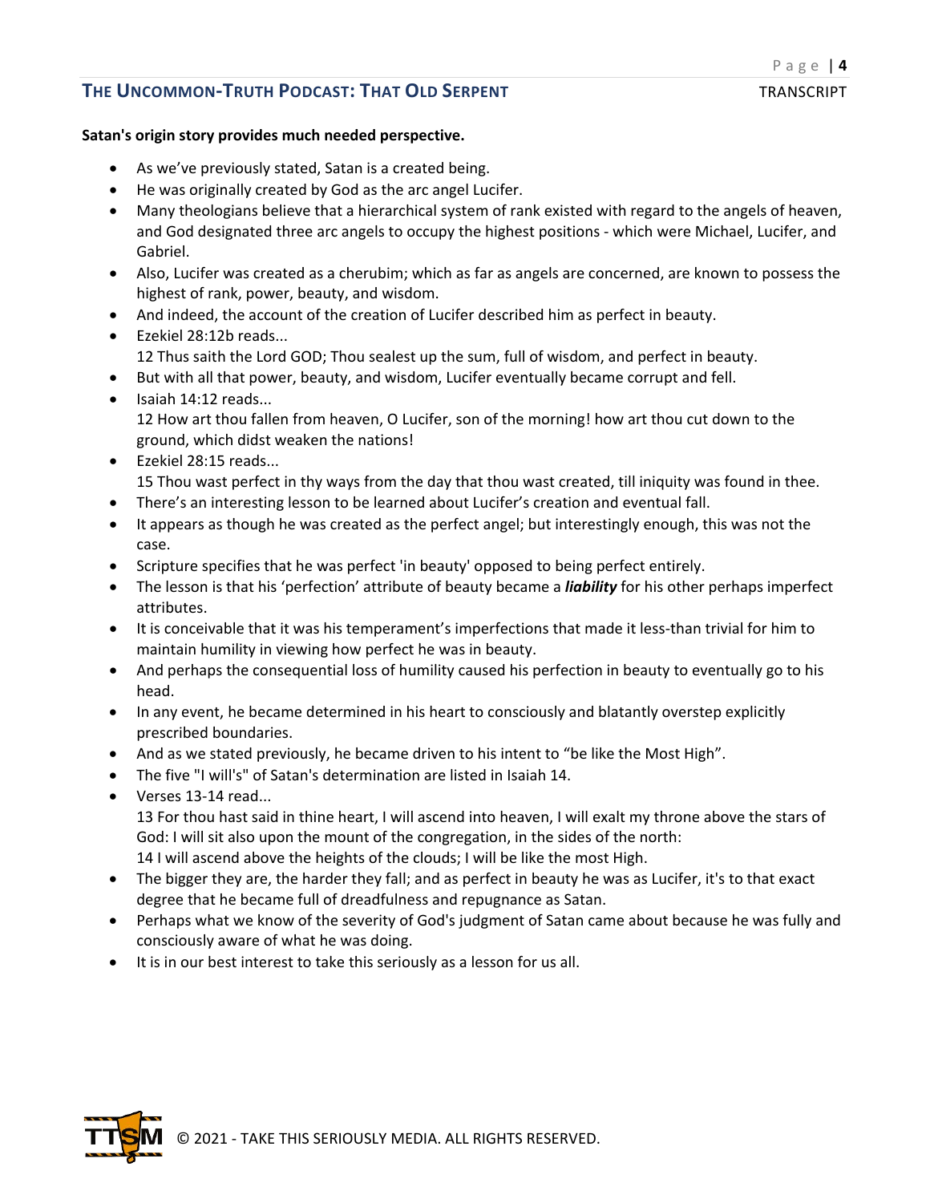**Satan's origin story provides much needed perspective.**

- As we've previously stated, Satan is a created being.
- He was originally created by God as the arc angel Lucifer.
- Many theologians believe that a hierarchical system of rank existed with regard to the angels of heaven, and God designated three arc angels to occupy the highest positions - which were Michael, Lucifer, and Gabriel.
- Also, Lucifer was created as a cherubim; which as far as angels are concerned, are known to possess the highest of rank, power, beauty, and wisdom.
- And indeed, the account of the creation of Lucifer described him as perfect in beauty.
- Ezekiel 28:12b reads...
  12 Thus saith the Lord GOD; Thou sealest up the sum, full of wisdom, and perfect in beauty.
- But with all that power, beauty, and wisdom, Lucifer eventually became corrupt and fell.
- Isaiah 14:12 reads...
  12 How art thou fallen from heaven, O Lucifer, son of the morning! how art thou cut down to the ground, which didst weaken the nations!
- Ezekiel 28:15 reads...
  15 Thou wast perfect in thy ways from the day that thou wast created, till iniquity was found in thee.
- There's an interesting lesson to be learned about Lucifer's creation and eventual fall.
- It appears as though he was created as the perfect angel; but interestingly enough, this was not the case.
- Scripture specifies that he was perfect 'in beauty' opposed to being perfect entirely.
- The lesson is that his 'perfection' attribute of beauty became a ***liability*** for his other perhaps imperfect attributes.
- It is conceivable that it was his temperament's imperfections that made it less-than trivial for him to maintain humility in viewing how perfect he was in beauty.
- And perhaps the consequential loss of humility caused his perfection in beauty to eventually go to his head.
- In any event, he became determined in his heart to consciously and blatantly overstep explicitly prescribed boundaries.
- And as we stated previously, he became driven to his intent to "be like the Most High".
- The five "I will's" of Satan's determination are listed in Isaiah 14.
- Verses 13-14 read...
  13 For thou hast said in thine heart, I will ascend into heaven, I will exalt my throne above the stars of God: I will sit also upon the mount of the congregation, in the sides of the north:
  14 I will ascend above the heights of the clouds; I will be like the most High.
- The bigger they are, the harder they fall; and as perfect in beauty he was as Lucifer, it's to that exact degree that he became full of dreadfulness and repugnance as Satan.
- Perhaps what we know of the severity of God's judgment of Satan came about because he was fully and consciously aware of what he was doing.
- It is in our best interest to take this seriously as a lesson for us all.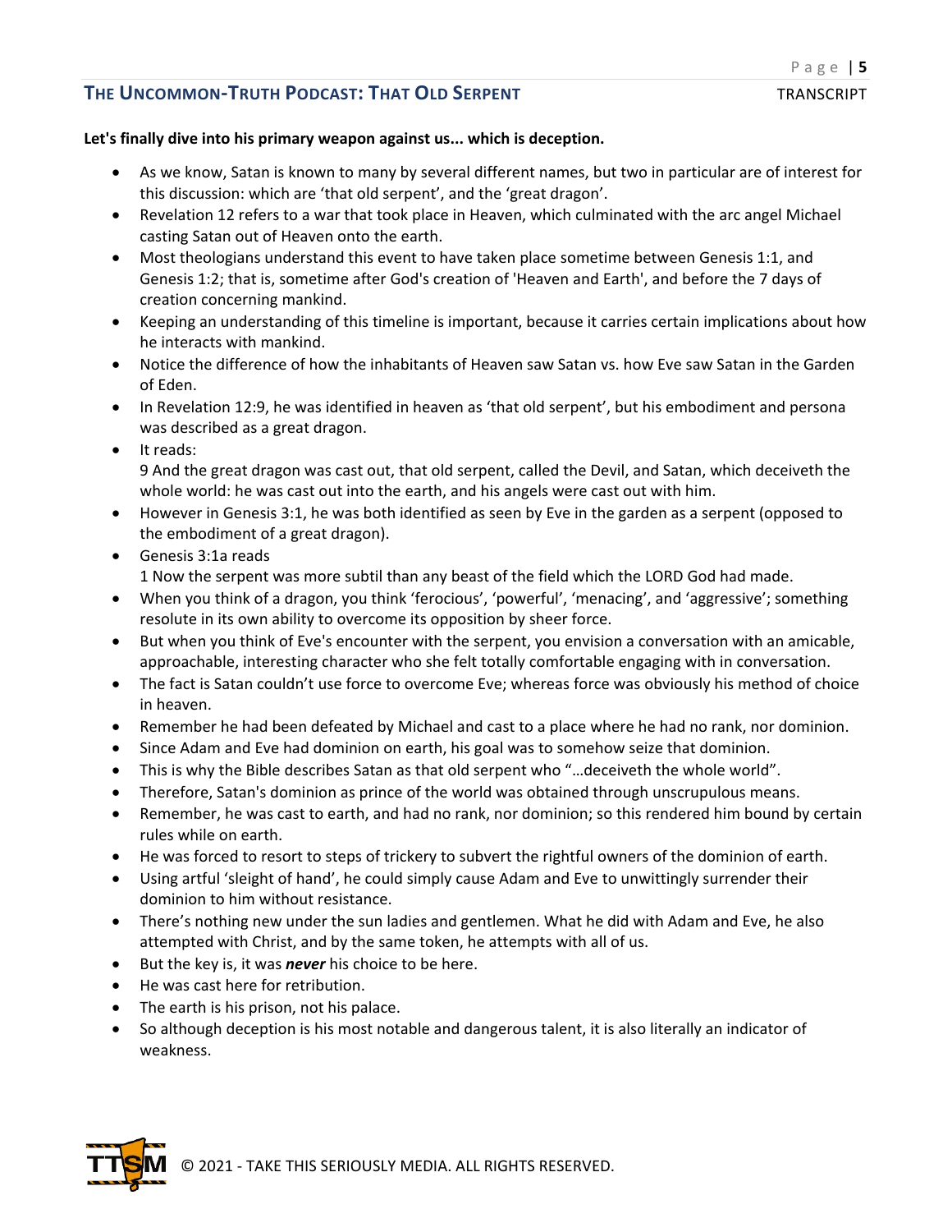**Let's finally dive into his primary weapon against us... which is deception.**

- As we know, Satan is known to many by several different names, but two in particular are of interest for this discussion: which are 'that old serpent', and the 'great dragon'.
- Revelation 12 refers to a war that took place in Heaven, which culminated with the arc angel Michael casting Satan out of Heaven onto the earth.
- Most theologians understand this event to have taken place sometime between Genesis 1:1, and Genesis 1:2; that is, sometime after God's creation of 'Heaven and Earth', and before the 7 days of creation concerning mankind.
- Keeping an understanding of this timeline is important, because it carries certain implications about how he interacts with mankind.
- Notice the difference of how the inhabitants of Heaven saw Satan vs. how Eve saw Satan in the Garden of Eden.
- In Revelation 12:9, he was identified in heaven as 'that old serpent', but his embodiment and persona was described as a great dragon.
- It reads:
  9 And the great dragon was cast out, that old serpent, called the Devil, and Satan, which deceiveth the whole world: he was cast out into the earth, and his angels were cast out with him.
- However in Genesis 3:1, he was both identified as seen by Eve in the garden as a serpent (opposed to the embodiment of a great dragon).
- Genesis 3:1a reads
  1 Now the serpent was more subtil than any beast of the field which the LORD God had made.
- When you think of a dragon, you think 'ferocious', 'powerful', 'menacing', and 'aggressive'; something resolute in its own ability to overcome its opposition by sheer force.
- But when you think of Eve's encounter with the serpent, you envision a conversation with an amicable, approachable, interesting character who she felt totally comfortable engaging with in conversation.
- The fact is Satan couldn't use force to overcome Eve; whereas force was obviously his method of choice in heaven.
- Remember he had been defeated by Michael and cast to a place where he had no rank, nor dominion.
- Since Adam and Eve had dominion on earth, his goal was to somehow seize that dominion.
- This is why the Bible describes Satan as that old serpent who "…deceiveth the whole world".
- Therefore, Satan's dominion as prince of the world was obtained through unscrupulous means.
- Remember, he was cast to earth, and had no rank, nor dominion; so this rendered him bound by certain rules while on earth.
- He was forced to resort to steps of trickery to subvert the rightful owners of the dominion of earth.
- Using artful 'sleight of hand', he could simply cause Adam and Eve to unwittingly surrender their dominion to him without resistance.
- There's nothing new under the sun ladies and gentlemen. What he did with Adam and Eve, he also attempted with Christ, and by the same token, he attempts with all of us.
- But the key is, it was ***never*** his choice to be here.
- He was cast here for retribution.
- The earth is his prison, not his palace.
- So although deception is his most notable and dangerous talent, it is also literally an indicator of weakness.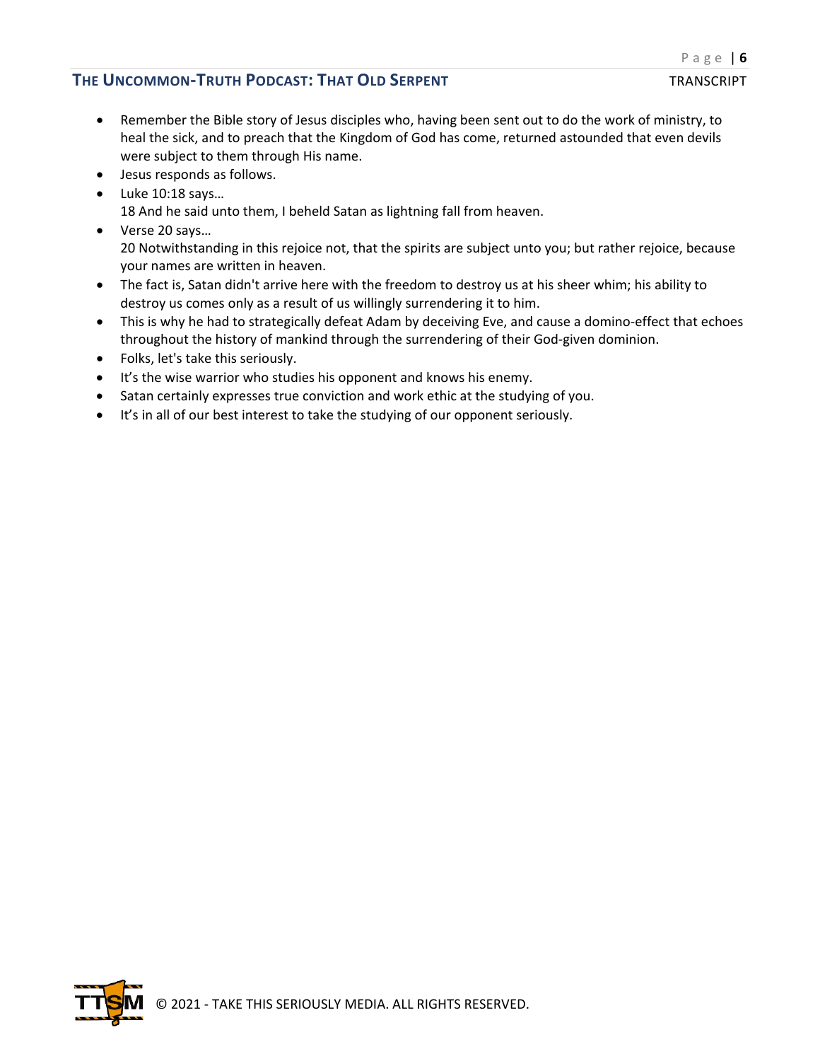- Remember the Bible story of Jesus disciples who, having been sent out to do the work of ministry, to heal the sick, and to preach that the Kingdom of God has come, returned astounded that even devils were subject to them through His name.
- Jesus responds as follows.
- Luke 10:18 says…
  18 And he said unto them, I beheld Satan as lightning fall from heaven.
- Verse 20 says…
  20 Notwithstanding in this rejoice not, that the spirits are subject unto you; but rather rejoice, because your names are written in heaven.
- The fact is, Satan didn't arrive here with the freedom to destroy us at his sheer whim; his ability to destroy us comes only as a result of us willingly surrendering it to him.
- This is why he had to strategically defeat Adam by deceiving Eve, and cause a domino-effect that echoes throughout the history of mankind through the surrendering of their God-given dominion.
- Folks, let's take this seriously.
- It's the wise warrior who studies his opponent and knows his enemy.
- Satan certainly expresses true conviction and work ethic at the studying of you.
- It's in all of our best interest to take the studying of our opponent seriously.